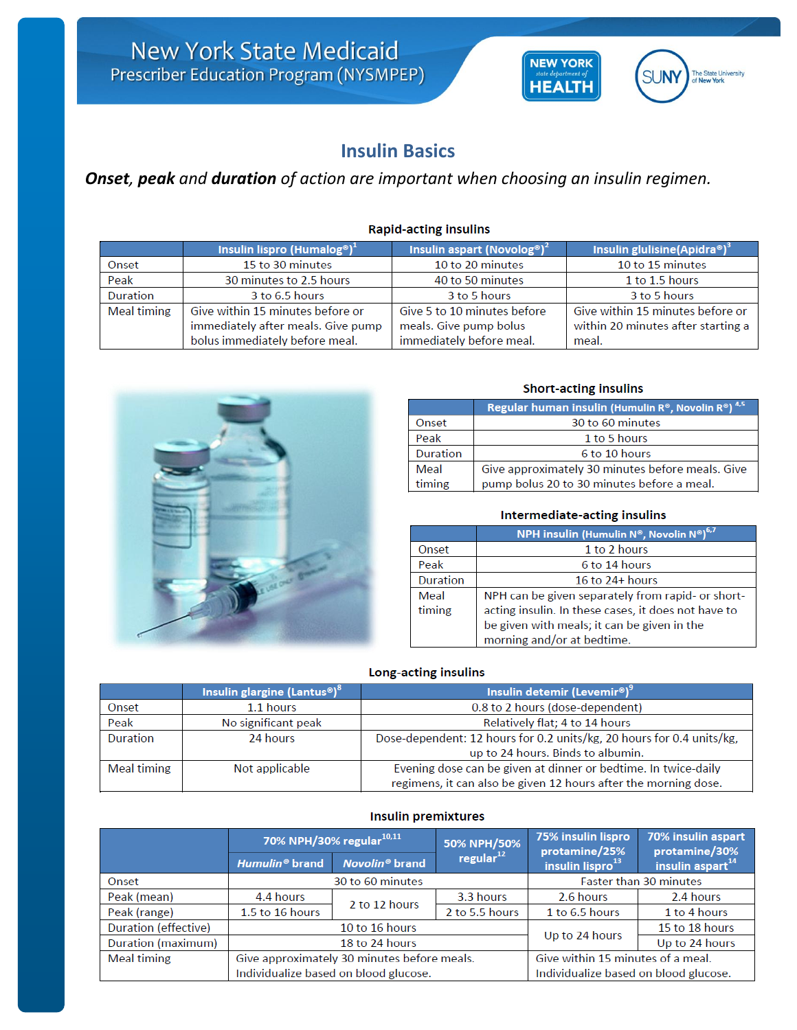New York State Medicaid
Prescriber Education Program (NYSMPEP)

# Insulin Basics

***Onset**, **peak** and **duration** of action are important when choosing an insulin regimen.*

### Rapid-acting insulins

| | Insulin lispro (Humalog®)[1] | Insulin aspart (Novolog®)[2] | Insulin glulisine(Apidra®)[3] |
|---|---|---|---|
| Onset | 15 to 30 minutes | 10 to 20 minutes | 10 to 15 minutes |
| Peak | 30 minutes to 2.5 hours | 40 to 50 minutes | 1 to 1.5 hours |
| Duration | 3 to 6.5 hours | 3 to 5 hours | 3 to 5 hours |
| Meal timing | Give within 15 minutes before or immediately after meals. Give pump bolus immediately before meal. | Give 5 to 10 minutes before meals. Give pump bolus immediately before meal. | Give within 15 minutes before or within 20 minutes after starting a meal. |

### Short-acting insulins

| | Regular human insulin (Humulin R®, Novolin R®)[4,5] |
|---|---|
| Onset | 30 to 60 minutes |
| Peak | 1 to 5 hours |
| Duration | 6 to 10 hours |
| Meal timing | Give approximately 30 minutes before meals. Give pump bolus 20 to 30 minutes before a meal. |

### Intermediate-acting insulins

| | NPH insulin (Humulin N®, Novolin N®)[6,7] |
|---|---|
| Onset | 1 to 2 hours |
| Peak | 6 to 14 hours |
| Duration | 16 to 24+ hours |
| Meal timing | NPH can be given separately from rapid- or short-acting insulin. In these cases, it does not have to be given with meals; it can be given in the morning and/or at bedtime. |

### Long-acting insulins

| | Insulin glargine (Lantus®)[8] | Insulin detemir (Levemir®)[9] |
|---|---|---|
| Onset | 1.1 hours | 0.8 to 2 hours (dose-dependent) |
| Peak | No significant peak | Relatively flat; 4 to 14 hours |
| Duration | 24 hours | Dose-dependent: 12 hours for 0.2 units/kg, 20 hours for 0.4 units/kg, up to 24 hours. Binds to albumin. |
| Meal timing | Not applicable | Evening dose can be given at dinner or bedtime. In twice-daily regimens, it can also be given 12 hours after the morning dose. |

### Insulin premixtures

| | 70% NPH/30% regular[10,11] | | 50% NPH/50% regular[12] | 75% insulin lispro protamine/25% insulin lispro[13] | 70% insulin aspart protamine/30% insulin aspart[14] |
|---|---|---|---|---|---|
| | *Humulin®* brand | *Novolin®* brand | | | |
| Onset | 30 to 60 minutes | | | Faster than 30 minutes | |
| Peak (mean) | 4.4 hours | 2 to 12 hours | 3.3 hours | 2.6 hours | 2.4 hours |
| Peak (range) | 1.5 to 16 hours | | 2 to 5.5 hours | 1 to 6.5 hours | 1 to 4 hours |
| Duration (effective) | 10 to 16 hours | | | Up to 24 hours | 15 to 18 hours |
| Duration (maximum) | 18 to 24 hours | | | | Up to 24 hours |
| Meal timing | Give approximately 30 minutes before meals. Individualize based on blood glucose. | | | Give within 15 minutes of a meal. Individualize based on blood glucose. | |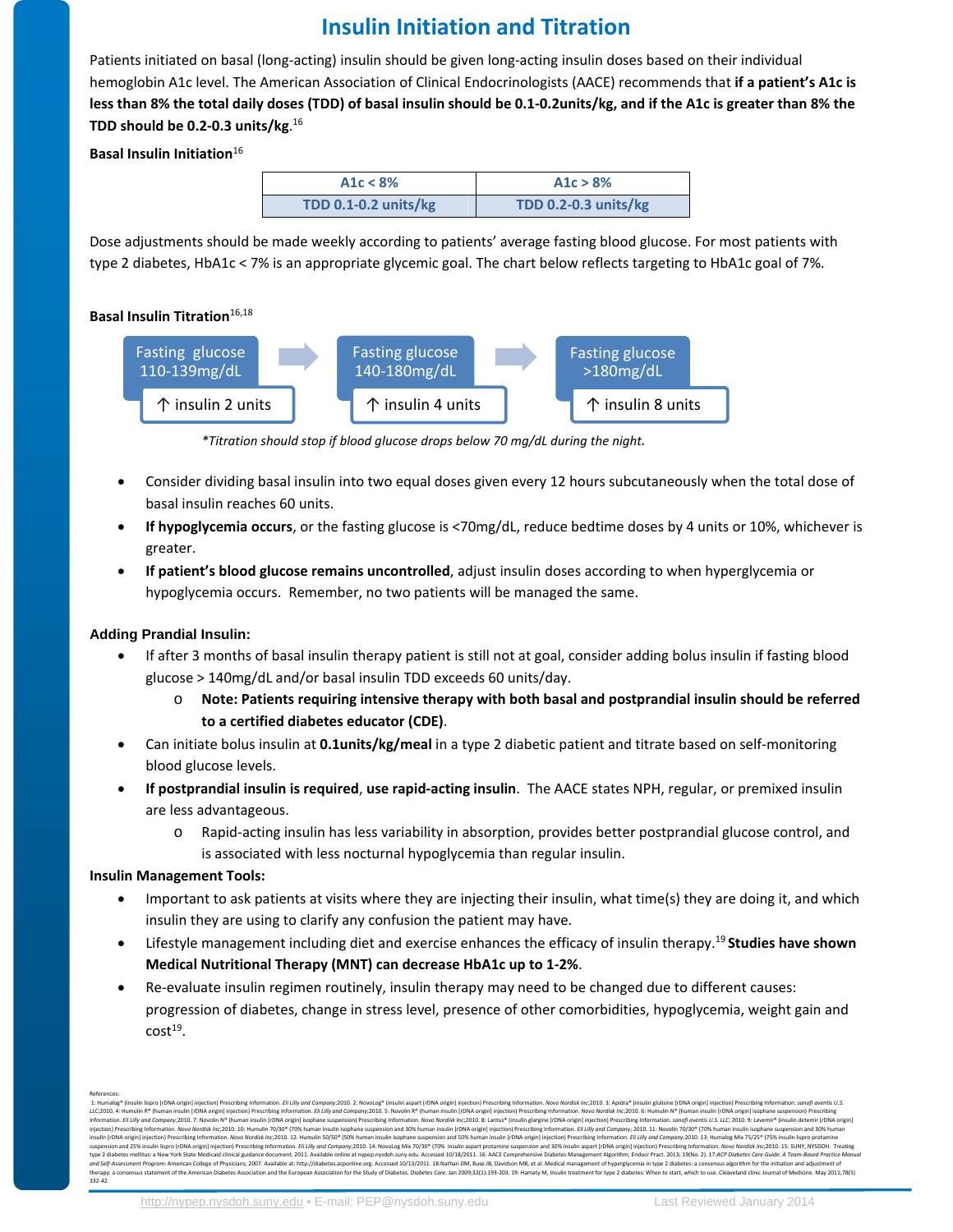# Insulin Initiation and Titration

Patients initiated on basal (long-acting) insulin should be given long-acting insulin doses based on their individual hemoglobin A1c level. The American Association of Clinical Endocrinologists (AACE) recommends that **if a patient's A1c is less than 8% the total daily doses (TDD) of basal insulin should be 0.1-0.2units/kg, and if the A1c is greater than 8% the TDD should be 0.2-0.3 units/kg**.[16]

**Basal Insulin Initiation**[16]

| A1c < 8% | A1c > 8% |
|---|---|
| TDD 0.1-0.2 units/kg | TDD 0.2-0.3 units/kg |

Dose adjustments should be made weekly according to patients' average fasting blood glucose. For most patients with type 2 diabetes, HbA1c < 7% is an appropriate glycemic goal. The chart below reflects targeting to HbA1c goal of 7%.

**Basal Insulin Titration**[16,18]

Fasting glucose 110-139mg/dL
↑ insulin 2 units

Fasting glucose 140-180mg/dL
↑ insulin 4 units

Fasting glucose >180mg/dL
↑ insulin 8 units

*\*Titration should stop if blood glucose drops below 70 mg/dL during the night.*

- Consider dividing basal insulin into two equal doses given every 12 hours subcutaneously when the total dose of basal insulin reaches 60 units.
- **If hypoglycemia occurs**, or the fasting glucose is <70mg/dL, reduce bedtime doses by 4 units or 10%, whichever is greater.
- **If patient's blood glucose remains uncontrolled**, adjust insulin doses according to when hyperglycemia or hypoglycemia occurs. Remember, no two patients will be managed the same.

**Adding Prandial Insulin:**

- If after 3 months of basal insulin therapy patient is still not at goal, consider adding bolus insulin if fasting blood glucose > 140mg/dL and/or basal insulin TDD exceeds 60 units/day.
    - **Note: Patients requiring intensive therapy with both basal and postprandial insulin should be referred to a certified diabetes educator (CDE)**.
- Can initiate bolus insulin at **0.1units/kg/meal** in a type 2 diabetic patient and titrate based on self-monitoring blood glucose levels.
- **If postprandial insulin is required**, **use rapid-acting insulin**. The AACE states NPH, regular, or premixed insulin are less advantageous.
    - Rapid-acting insulin has less variability in absorption, provides better postprandial glucose control, and is associated with less nocturnal hypoglycemia than regular insulin.

**Insulin Management Tools:**

- Important to ask patients at visits where they are injecting their insulin, what time(s) they are doing it, and which insulin they are using to clarify any confusion the patient may have.
- Lifestyle management including diet and exercise enhances the efficacy of insulin therapy.[19] **Studies have shown Medical Nutritional Therapy (MNT) can decrease HbA1c up to 1-2%**.
- Re-evaluate insulin regimen routinely, insulin therapy may need to be changed due to different causes: progression of diabetes, change in stress level, presence of other comorbidities, hypoglycemia, weight gain and cost[19].

References:
1: Humalog® (insulin lispro [rDNA origin] injection) Prescribing Information. *Eli Lilly and Company*;2010. 2: NovoLog® (insulin aspart [rDNA origin] injection) Prescribing Information. *Novo Nordisk Inc*;2010. 3: Apidra® (insulin glulisine [rDNA origin] injection) Prescribing Information. *sanofi aventis U.S. LLC*;2010. 4: Humulin R® (human insulin [rDNA origin] injection) Prescribing Information. *Eli Lilly and Company*;2010. 5: Novolin R® (human insulin [rDNA origin] injection) Prescribing Information. *Novo Nordisk Inc*;2010. 6: Humulin N® (human insulin [rDNA origin] isophane suspension) Prescribing Information. *Eli Lilly and Company*;2010. 7: Novolin N® (human insulin [rDNA origin] isophane suspension) Prescribing Information. *Novo Nordisk Inc*;2010. 8: Lantus® (insulin glargine [rDNA origin] injection) Prescribing Information. *sanofi aventis U.S. LLC*; 2010. 9: Levemir® (insulin detemir [rDNA origin] injection) Prescribing Information. *Novo Nordisk Inc*;2010. 10: Humulin 70/30® (70% human insulin isophane suspension and 30% human insulin [rDNA origin] injection) Prescribing Information. *Eli Lilly and Company*; 2010. 11: Novolin 70/30® (70% human insulin isophane suspension and 30% human insulin [rDNA origin] injection) Prescribing Information. *Novo Nordisk Inc*;2010. 12: Humulin 50/50® (50% human insulin isophane suspension and 50% human insulin [rDNA origin] injection) Prescribing Information. *Eli Lilly and Company*;2010. 13: Humalog Mix 75/25® (75% insulin lispro protamine suspension and 25% insulin lispro [rDNA origin] injection) Prescribing Information. *Eli Lilly and Company*;2010. 14: NovoLog Mix 70/30® (70% insulin aspart protamine suspension and 30% insulin aspart [rDNA origin] injection) Prescribing Information. *Novo Nordisk Inc*;2010. 15: SUNY, NYSDOH. Treating type 2 diabetes mellitus: a New York State Medicaid clinical guidance document. 2011. Available online at nypep.nysdoh.suny.edu. Accessed 10/18/2011. 16: AACE Comprehensive Diabetes Management Algorithm, Endocr Pract. 2013; 19(No. 2). 17: *ACP Diabetes Care Guide: A Team-Based Practice Manual and Self-Assessment Program*: American College of Physicians; 2007. Available at: http://diabetes.acponline.org. Accessed 10/13/2011. 18: Nathan DM, Buse JB, Davidson MB, et al. Medical management of hyperglycemia in type 2 diabetes: a consensus algorithm for the initiation and adjustment of therapy: a consensus statement of the American Diabetes Association and the European Association for the Study of Diabetes. *Diabetes Care*. Jan 2009;32(1):193-203. 19: Hamaty M, Insulin treatment for type 2 diabetes: When to start, which to use. Cleaveland clinic Journal of Medicine. May 2011;78(5) 332-42.

http://nypep.nysdoh.suny.edu • E-mail: PEP@nysdoh.suny.edu Last Reviewed January 2014